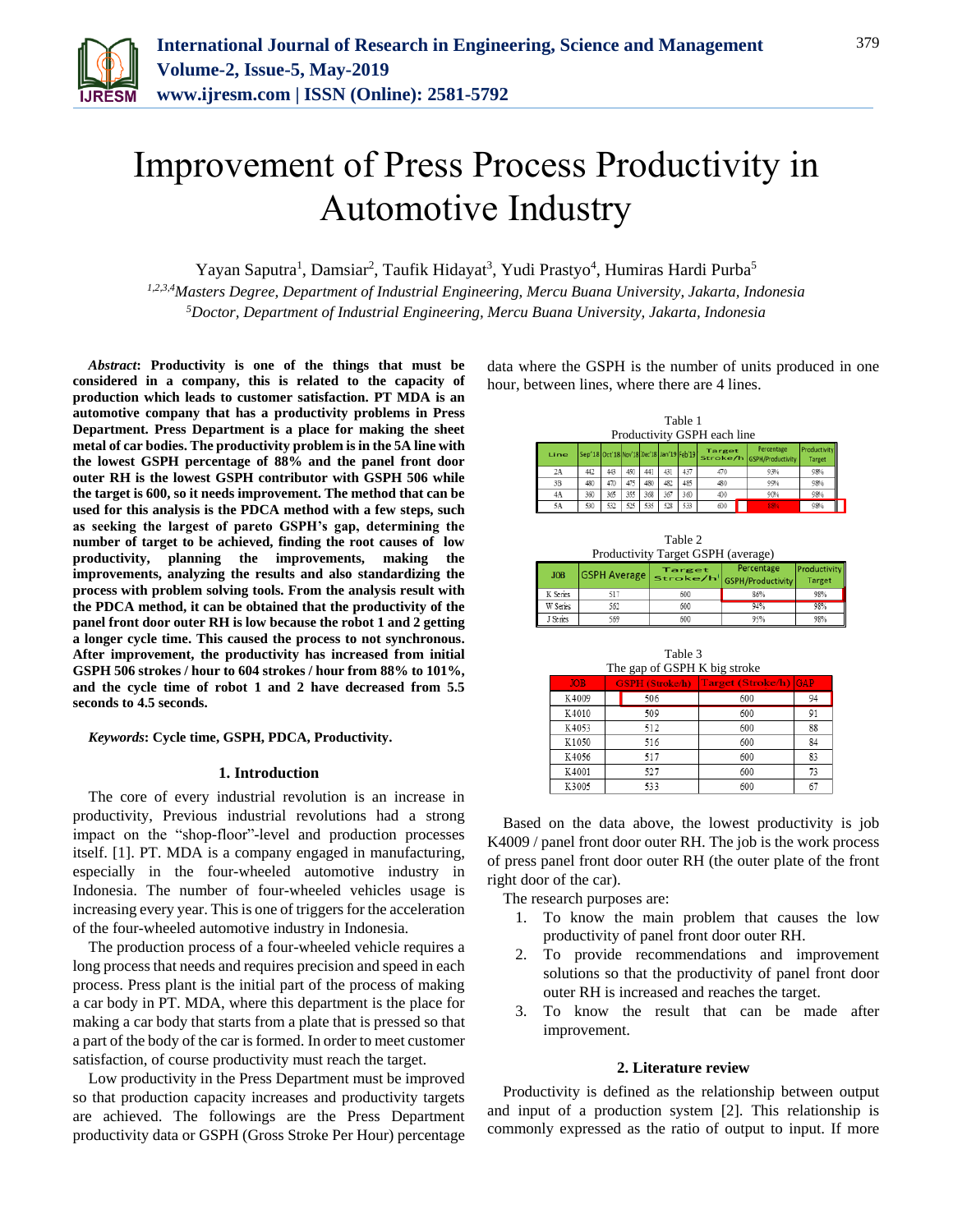# Improvement of Press Process Productivity in Automotive Industry

Yayan Saputra[1], Damsiar[2], Taufik Hidayat[3], Yudi Prastyo[4], Humiras Hardi Purba[5]

[1,2,3,4]*Masters Degree, Department of Industrial Engineering, Mercu Buana University, Jakarta, Indonesia*
[5]*Doctor, Department of Industrial Engineering, Mercu Buana University, Jakarta, Indonesia*

***Abstract*: Productivity is one of the things that must be considered in a company, this is related to the capacity of production which leads to customer satisfaction. PT MDA is an automotive company that has a productivity problems in Press Department. Press Department is a place for making the sheet metal of car bodies. The productivity problem is in the 5A line with the lowest GSPH percentage of 88% and the panel front door outer RH is the lowest GSPH contributor with GSPH 506 while the target is 600, so it needs improvement. The method that can be used for this analysis is the PDCA method with a few steps, such as seeking the largest of pareto GSPH's gap, determining the number of target to be achieved, finding the root causes of low productivity, planning the improvements, making the improvements, analyzing the results and also standardizing the process with problem solving tools. From the analysis result with the PDCA method, it can be obtained that the productivity of the panel front door outer RH is low because the robot 1 and 2 getting a longer cycle time. This caused the process to not synchronous. After improvement, the productivity has increased from initial GSPH 506 strokes / hour to 604 strokes / hour from 88% to 101%, and the cycle time of robot 1 and 2 have decreased from 5.5 seconds to 4.5 seconds.**

***Keywords*: Cycle time, GSPH, PDCA, Productivity.**

## 1. Introduction

The core of every industrial revolution is an increase in productivity, Previous industrial revolutions had a strong impact on the "shop-floor"-level and production processes itself. [1]. PT. MDA is a company engaged in manufacturing, especially in the four-wheeled automotive industry in Indonesia. The number of four-wheeled vehicles usage is increasing every year. This is one of triggers for the acceleration of the four-wheeled automotive industry in Indonesia.

The production process of a four-wheeled vehicle requires a long process that needs and requires precision and speed in each process. Press plant is the initial part of the process of making a car body in PT. MDA, where this department is the place for making a car body that starts from a plate that is pressed so that a part of the body of the car is formed. In order to meet customer satisfaction, of course productivity must reach the target.

Low productivity in the Press Department must be improved so that production capacity increases and productivity targets are achieved. The followings are the Press Department productivity data or GSPH (Gross Stroke Per Hour) percentage data where the GSPH is the number of units produced in one hour, between lines, where there are 4 lines.

Table 1
Productivity GSPH each line

| Line | Sep'18 | Oct'18 | Nov'18 | Dec'18 | Jan'19 | Feb'19 | Target Stroke/h | Percentage GSPH/Productivity | Productivity Target |
|---|---|---|---|---|---|---|---|---|---|
| 2A | 442 | 443 | 450 | 441 | 431 | 437 | 470 | 93% | 98% |
| 3B | 480 | 470 | 475 | 480 | 482 | 485 | 480 | 99% | 98% |
| 4A | 360 | 365 | 355 | 368 | 367 | 360 | 400 | 90% | 98% |
| 5A | 530 | 532 | 525 | 535 | 528 | 533 | 600 | 88% | 98% |

Table 2
Productivity Target GSPH (average)

| JOB | GSPH Average | Target Stroke/h | Percentage GSPH/Productivity | Productivity Target |
|---|---|---|---|---|
| K Series | 517 | 600 | 86% | 98% |
| W Series | 562 | 600 | 94% | 98% |
| J Series | 569 | 600 | 95% | 98% |

Table 3
The gap of GSPH K big stroke

| JOB | GSPH (Stroke/h) | Target (Stroke/h) | GAP |
|---|---|---|---|
| K4009 | 506 | 600 | 94 |
| K4010 | 509 | 600 | 91 |
| K4053 | 512 | 600 | 88 |
| K1050 | 516 | 600 | 84 |
| K4056 | 517 | 600 | 83 |
| K4001 | 527 | 600 | 73 |
| K3005 | 533 | 600 | 67 |

Based on the data above, the lowest productivity is job K4009 / panel front door outer RH. The job is the work process of press panel front door outer RH (the outer plate of the front right door of the car).

The research purposes are:

1. To know the main problem that causes the low productivity of panel front door outer RH.
2. To provide recommendations and improvement solutions so that the productivity of panel front door outer RH is increased and reaches the target.
3. To know the result that can be made after improvement.

## 2. Literature review

Productivity is defined as the relationship between output and input of a production system [2]. This relationship is commonly expressed as the ratio of output to input. If more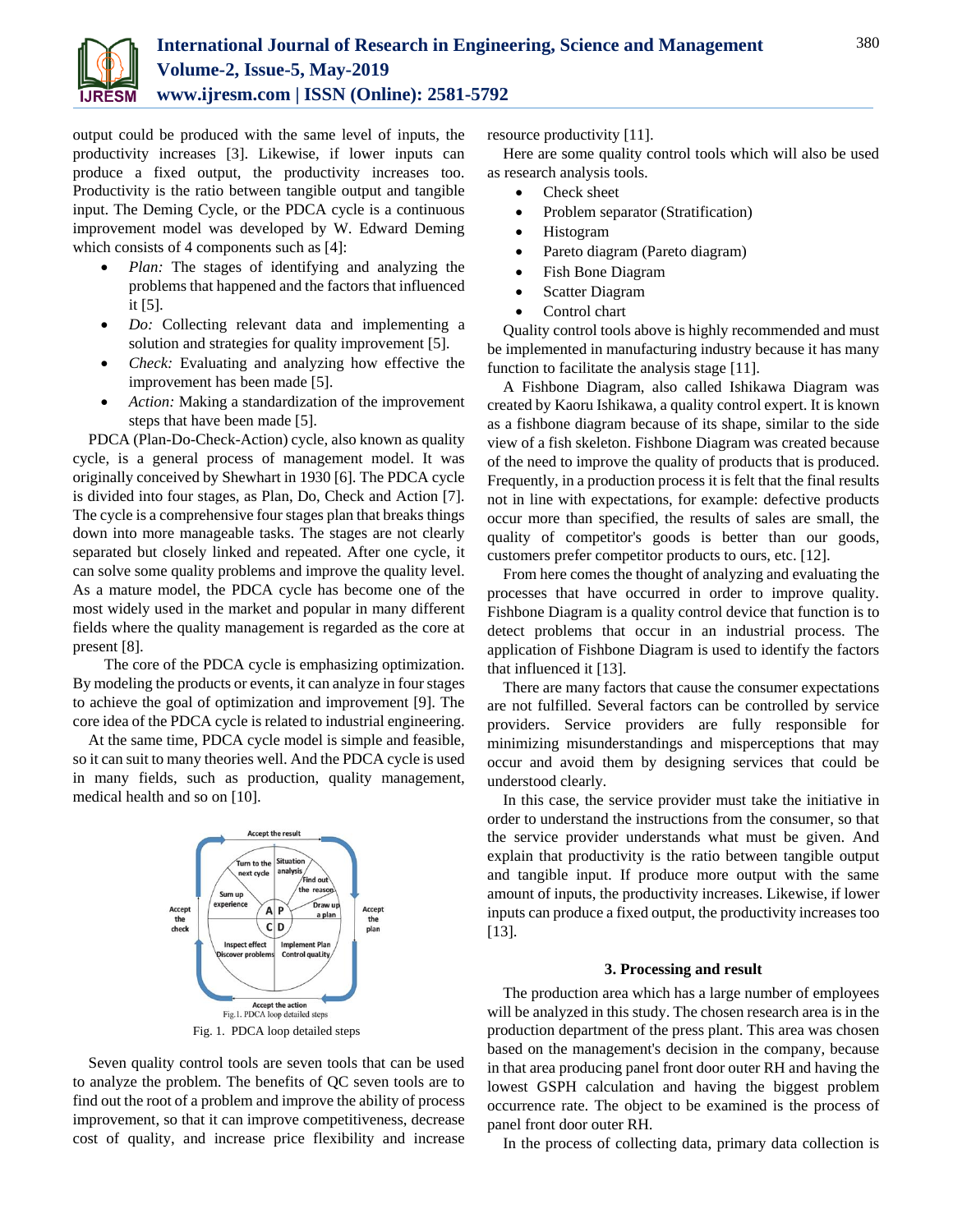output could be produced with the same level of inputs, the productivity increases [3]. Likewise, if lower inputs can produce a fixed output, the productivity increases too. Productivity is the ratio between tangible output and tangible input. The Deming Cycle, or the PDCA cycle is a continuous improvement model was developed by W. Edward Deming which consists of 4 components such as [4]:

- *Plan:* The stages of identifying and analyzing the problems that happened and the factors that influenced it [5].
- *Do:* Collecting relevant data and implementing a solution and strategies for quality improvement [5].
- *Check:* Evaluating and analyzing how effective the improvement has been made [5].
- *Action:* Making a standardization of the improvement steps that have been made [5].

PDCA (Plan-Do-Check-Action) cycle, also known as quality cycle, is a general process of management model. It was originally conceived by Shewhart in 1930 [6]. The PDCA cycle is divided into four stages, as Plan, Do, Check and Action [7]. The cycle is a comprehensive four stages plan that breaks things down into more manageable tasks. The stages are not clearly separated but closely linked and repeated. After one cycle, it can solve some quality problems and improve the quality level. As a mature model, the PDCA cycle has become one of the most widely used in the market and popular in many different fields where the quality management is regarded as the core at present [8].

The core of the PDCA cycle is emphasizing optimization. By modeling the products or events, it can analyze in four stages to achieve the goal of optimization and improvement [9]. The core idea of the PDCA cycle is related to industrial engineering.

At the same time, PDCA cycle model is simple and feasible, so it can suit to many theories well. And the PDCA cycle is used in many fields, such as production, quality management, medical health and so on [10].

Fig. 1. PDCA loop detailed steps

Seven quality control tools are seven tools that can be used to analyze the problem. The benefits of QC seven tools are to find out the root of a problem and improve the ability of process improvement, so that it can improve competitiveness, decrease cost of quality, and increase price flexibility and increase resource productivity [11].

Here are some quality control tools which will also be used as research analysis tools.

- Check sheet
- Problem separator (Stratification)
- Histogram
- Pareto diagram (Pareto diagram)
- Fish Bone Diagram
- Scatter Diagram
- Control chart

Quality control tools above is highly recommended and must be implemented in manufacturing industry because it has many function to facilitate the analysis stage [11].

A Fishbone Diagram, also called Ishikawa Diagram was created by Kaoru Ishikawa, a quality control expert. It is known as a fishbone diagram because of its shape, similar to the side view of a fish skeleton. Fishbone Diagram was created because of the need to improve the quality of products that is produced. Frequently, in a production process it is felt that the final results not in line with expectations, for example: defective products occur more than specified, the results of sales are small, the quality of competitor's goods is better than our goods, customers prefer competitor products to ours, etc. [12].

From here comes the thought of analyzing and evaluating the processes that have occurred in order to improve quality. Fishbone Diagram is a quality control device that function is to detect problems that occur in an industrial process. The application of Fishbone Diagram is used to identify the factors that influenced it [13].

There are many factors that cause the consumer expectations are not fulfilled. Several factors can be controlled by service providers. Service providers are fully responsible for minimizing misunderstandings and misperceptions that may occur and avoid them by designing services that could be understood clearly.

In this case, the service provider must take the initiative in order to understand the instructions from the consumer, so that the service provider understands what must be given. And explain that productivity is the ratio between tangible output and tangible input. If produce more output with the same amount of inputs, the productivity increases. Likewise, if lower inputs can produce a fixed output, the productivity increases too [13].

## 3. Processing and result

The production area which has a large number of employees will be analyzed in this study. The chosen research area is in the production department of the press plant. This area was chosen based on the management's decision in the company, because in that area producing panel front door outer RH and having the lowest GSPH calculation and having the biggest problem occurrence rate. The object to be examined is the process of panel front door outer RH.

In the process of collecting data, primary data collection is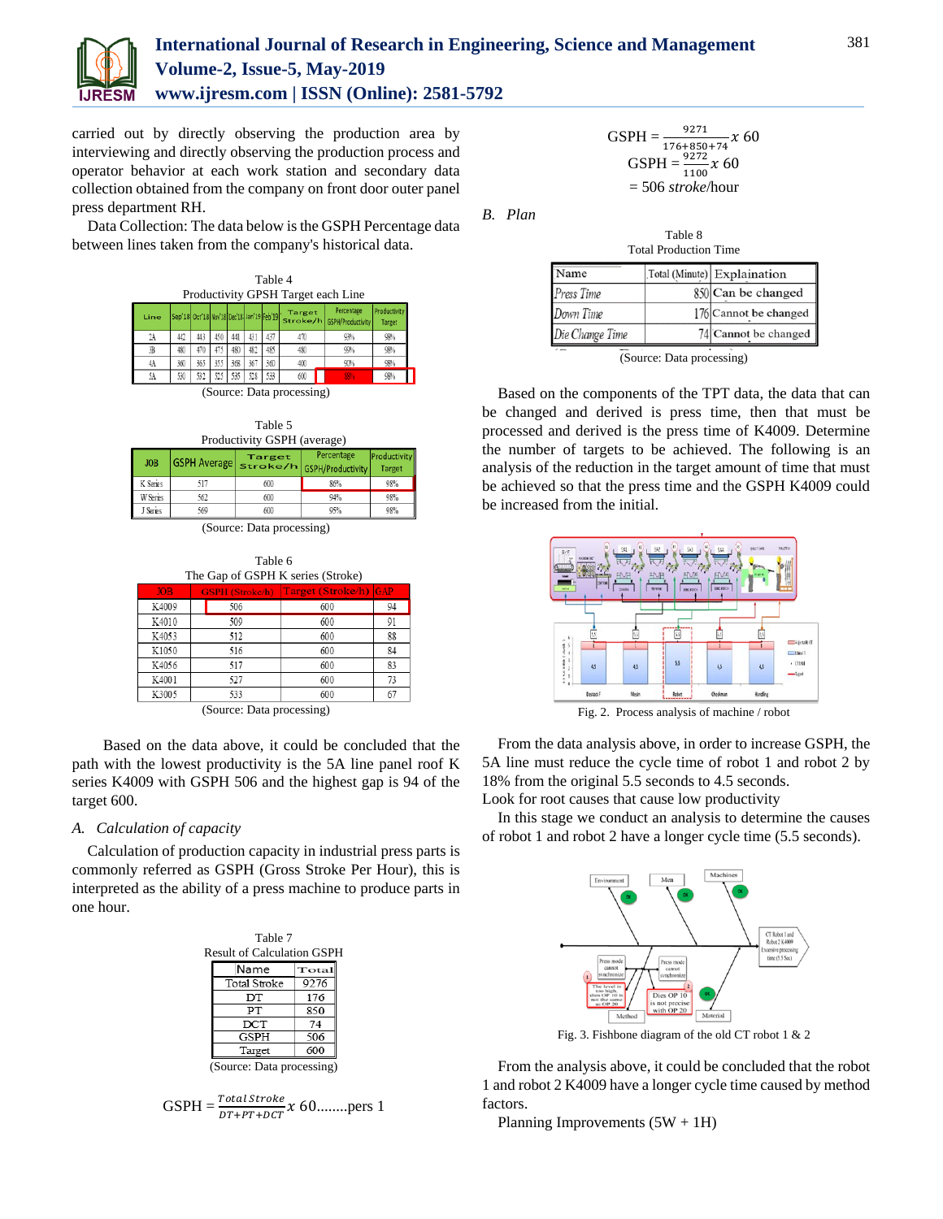carried out by directly observing the production area by interviewing and directly observing the production process and operator behavior at each work station and secondary data collection obtained from the company on front door outer panel press department RH.

Data Collection: The data below is the GSPH Percentage data between lines taken from the company's historical data.

Table 4
Productivity GPSH Target each Line

| Line | Sep'18 | Oct'18 | Nov'18 | Dec'18 | Jan'19 | Feb'19 | Target Stroke/h | Percentage GSPH/Productivity | Productivity Target |
|---|---|---|---|---|---|---|---|---|---|
| 2A | 442 | 443 | 450 | 441 | 431 | 437 | 470 | 93% | 98% |
| 3B | 480 | 470 | 475 | 480 | 482 | 485 | 480 | 99% | 98% |
| 4A | 360 | 365 | 355 | 368 | 367 | 360 | 400 | 90% | 98% |
| 5A | 530 | 532 | 525 | 535 | 528 | 533 | 600 | 88% | 98% |

(Source: Data processing)

Table 5
Productivity GSPH (average)

| JOB | GSPH Average | Target Stroke/h | Percentage GSPH/Productivity | Productivity Target |
|---|---|---|---|---|
| K Series | 517 | 600 | 86% | 98% |
| W Series | 562 | 600 | 94% | 98% |
| J Series | 569 | 600 | 95% | 98% |

(Source: Data processing)

Table 6
The Gap of GSPH K series (Stroke)

| JOB | GSPH (Stroke/h) | Target (Stroke/h) | GAP |
|---|---|---|---|
| K4009 | 506 | 600 | 94 |
| K4010 | 509 | 600 | 91 |
| K4053 | 512 | 600 | 88 |
| K1050 | 516 | 600 | 84 |
| K4056 | 517 | 600 | 83 |
| K4001 | 527 | 600 | 73 |
| K3005 | 533 | 600 | 67 |

(Source: Data processing)

Based on the data above, it could be concluded that the path with the lowest productivity is the 5A line panel roof K series K4009 with GSPH 506 and the highest gap is 94 of the target 600.

*A. Calculation of capacity*

Calculation of production capacity in industrial press parts is commonly referred as GSPH (Gross Stroke Per Hour), this is interpreted as the ability of a press machine to produce parts in one hour.

Table 7
Result of Calculation GSPH

| Name | Total |
|---|---|
| Total Stroke | 9276 |
| DT | 176 |
| PT | 850 |
| DCT | 74 |
| GSPH | 506 |
| Target | 600 |

(Source: Data processing)

$$\text{GSPH} = \frac{Total\,Stroke}{DT+PT+DCT} x\ 60 \text{........pers 1}$$

$$\text{GSPH} = \frac{9271}{176+850+74} x\ 60$$

$$\text{GSPH} = \frac{9272}{1100} x\ 60$$

$= 506$ *stroke*/hour

*B. Plan*

Table 8
Total Production Time

| Name | Total (Minute) | Explaination |
|---|---|---|
| *Press Time* | 850 | Can be changed |
| *Down Time* | 176 | Cannot be changed |
| *Die Change Time* | 74 | Cannot be changed |

(Source: Data processing)

Based on the components of the TPT data, the data that can be changed and derived is press time, then that must be processed and derived is the press time of K4009. Determine the number of targets to be achieved. The following is an analysis of the reduction in the target amount of time that must be achieved so that the press time and the GSPH K4009 could be increased from the initial.

Fig. 2. Process analysis of machine / robot

From the data analysis above, in order to increase GSPH, the 5A line must reduce the cycle time of robot 1 and robot 2 by 18% from the original 5.5 seconds to 4.5 seconds.

Look for root causes that cause low productivity

In this stage we conduct an analysis to determine the causes of robot 1 and robot 2 have a longer cycle time (5.5 seconds).

Fig. 3. Fishbone diagram of the old CT robot 1 & 2

From the analysis above, it could be concluded that the robot 1 and robot 2 K4009 have a longer cycle time caused by method factors.

Planning Improvements (5W + 1H)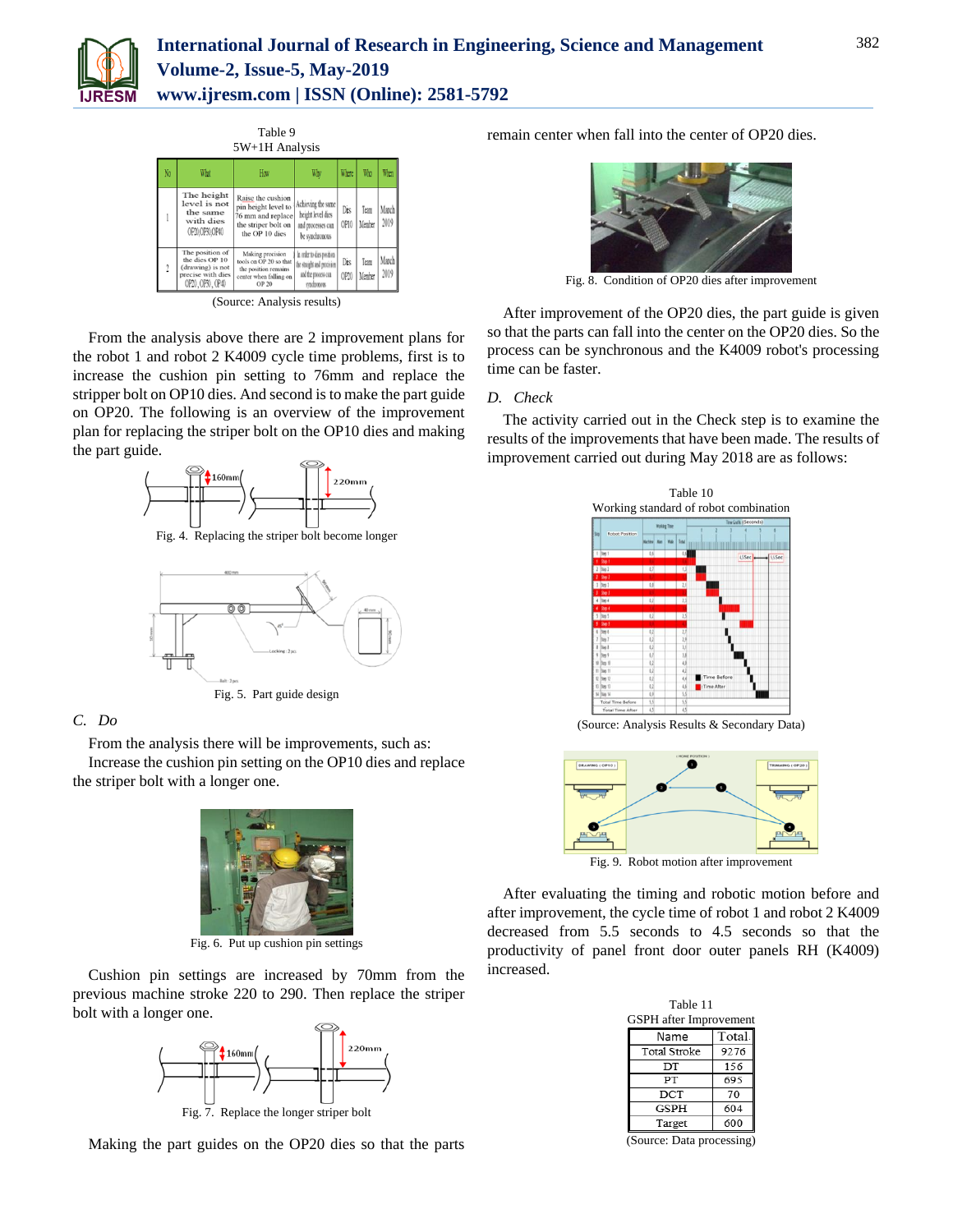Table 9
5W+1H Analysis

| No | What | How | Why | Where | Who | When |
|---|---|---|---|---|---|---|
| 1 | The height level is not the same with dies OP20,OP30,OP40 | Raise the cushion pin height level to 76 mm and replace the striper bolt on the OP 10 dies | Achieving the same height level dies and processes can be synchronous | Dies OP10 | Team Member | March 2019 |
| 2 | The position of the dies OP 10 (drawing) is not precise with dies OP20, OP30, OP40 | Making precision tools on OP 20 so that the position remains center when falling on OP 20 | In order to dies position the straight and precision and the process can synchronous | Dies OP20 | Team Member | March 2019 |

(Source: Analysis results)

From the analysis above there are 2 improvement plans for the robot 1 and robot 2 K4009 cycle time problems, first is to increase the cushion pin setting to 76mm and replace the stripper bolt on OP10 dies. And second is to make the part guide on OP20. The following is an overview of the improvement plan for replacing the striper bolt on the OP10 dies and making the part guide.

Fig. 4. Replacing the striper bolt become longer

Fig. 5. Part guide design

### C. Do

From the analysis there will be improvements, such as:

Increase the cushion pin setting on the OP10 dies and replace the striper bolt with a longer one.

Fig. 6. Put up cushion pin settings

Cushion pin settings are increased by 70mm from the previous machine stroke 220 to 290. Then replace the striper bolt with a longer one.

Fig. 7. Replace the longer striper bolt

Making the part guides on the OP20 dies so that the parts remain center when fall into the center of OP20 dies.

Fig. 8. Condition of OP20 dies after improvement

After improvement of the OP20 dies, the part guide is given so that the parts can fall into the center on the OP20 dies. So the process can be synchronous and the K4009 robot's processing time can be faster.

### D. Check

The activity carried out in the Check step is to examine the results of the improvements that have been made. The results of improvement carried out during May 2018 are as follows:

Table 10
Working standard of robot combination

(Source: Analysis Results & Secondary Data)

Fig. 9. Robot motion after improvement

After evaluating the timing and robotic motion before and after improvement, the cycle time of robot 1 and robot 2 K4009 decreased from 5.5 seconds to 4.5 seconds so that the productivity of panel front door outer panels RH (K4009) increased.

Table 11
GSPH after Improvement

| Name | Total |
|---|---|
| Total Stroke | 9276 |
| DT | 156 |
| PT | 695 |
| DCT | 70 |
| GSPH | 604 |
| Target | 600 |

(Source: Data processing)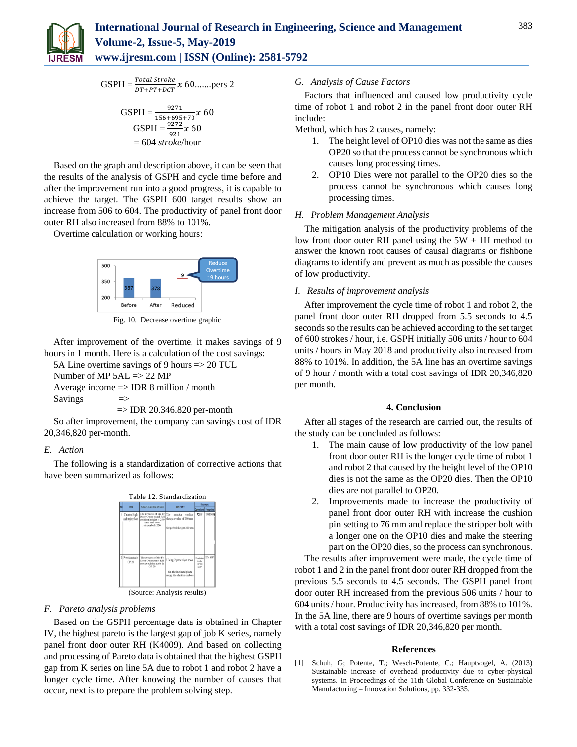$$GSPH = \frac{Total\ Stroke}{DT+PT+DCT} x\ 60 \text{.......pers 2}$$

$$GSPH = \frac{9271}{156+695+70} x\ 60$$

$$GSPH = \frac{9272}{921} x\ 60$$

$$= 604\ stroke/\text{hour}$$

Based on the graph and description above, it can be seen that the results of the analysis of GSPH and cycle time before and after the improvement run into a good progress, it is capable to achieve the target. The GSPH 600 target results show an increase from 506 to 604. The productivity of panel front door outer RH also increased from 88% to 101%.

Overtime calculation or working hours:

Fig. 10. Decrease overtime graphic

After improvement of the overtime, it makes savings of 9 hours in 1 month. Here is a calculation of the cost savings:

5A Line overtime savings of 9 hours => 20 TUL
Number of MP 5AL => 22 MP
Average income => IDR 8 million / month
Savings =>
=> IDR 20.346.820 per-month

So after improvement, the company can savings cost of IDR 20,346,820 per-month.

### *E. Action*

The following is a standardization of corrective actions that have been summarized as follows:

Table 12. Standardization

| No | Item | Standardization | Key Point | Document: Operational | Document: Preparation |
|---|---|---|---|---|---|
| 1 | Cushion High and striper bolt | The process of the Fr Door Outer panel RH cushion height is 290 mm and uses stripperbolt 220 | The monitor cushion shows a value of 290 mm. Stripperbolt height 220 mm | PCSH | TPM SOP |
| 2 | Precision tools OP 20 | The process of the Fr Door Outer panel RH uses precision tools in OP 20 | Using 2 precision tools. On the inclined plane using the shutter emboss | Precision tools OP 20 SOP | TPM SOP |

(Source: Analysis results)

### *F. Pareto analysis problems*

Based on the GSPH percentage data is obtained in Chapter IV, the highest pareto is the largest gap of job K series, namely panel front door outer RH (K4009). And based on collecting and processing of Pareto data is obtained that the highest GSPH gap from K series on line 5A due to robot 1 and robot 2 have a longer cycle time. After knowing the number of causes that occur, next is to prepare the problem solving step.

### *G. Analysis of Cause Factors*

Factors that influenced and caused low productivity cycle time of robot 1 and robot 2 in the panel front door outer RH include:

Method, which has 2 causes, namely:

1. The height level of OP10 dies was not the same as dies OP20 so that the process cannot be synchronous which causes long processing times.
2. OP10 Dies were not parallel to the OP20 dies so the process cannot be synchronous which causes long processing times.

### *H. Problem Management Analysis*

The mitigation analysis of the productivity problems of the low front door outer RH panel using the 5W + 1H method to answer the known root causes of causal diagrams or fishbone diagrams to identify and prevent as much as possible the causes of low productivity.

### *I. Results of improvement analysis*

After improvement the cycle time of robot 1 and robot 2, the panel front door outer RH dropped from 5.5 seconds to 4.5 seconds so the results can be achieved according to the set target of 600 strokes / hour, i.e. GSPH initially 506 units / hour to 604 units / hours in May 2018 and productivity also increased from 88% to 101%. In addition, the 5A line has an overtime savings of 9 hour / month with a total cost savings of IDR 20,346,820 per month.

## 4. Conclusion

After all stages of the research are carried out, the results of the study can be concluded as follows:

1. The main cause of low productivity of the low panel front door outer RH is the longer cycle time of robot 1 and robot 2 that caused by the height level of the OP10 dies is not the same as the OP20 dies. Then the OP10 dies are not parallel to OP20.
2. Improvements made to increase the productivity of panel front door outer RH with increase the cushion pin setting to 76 mm and replace the stripper bolt with a longer one on the OP10 dies and make the steering part on the OP20 dies, so the process can synchronous.

The results after improvement were made, the cycle time of robot 1 and 2 in the panel front door outer RH dropped from the previous 5.5 seconds to 4.5 seconds. The GSPH panel front door outer RH increased from the previous 506 units / hour to 604 units / hour. Productivity has increased, from 88% to 101%. In the 5A line, there are 9 hours of overtime savings per month with a total cost savings of IDR 20,346,820 per month.

## References

[1] Schuh, G; Potente, T.; Wesch-Potente, C.; Hauptvogel, A. (2013) Sustainable increase of overhead productivity due to cyber-physical systems. In Proceedings of the 11th Global Conference on Sustainable Manufacturing – Innovation Solutions, pp. 332-335.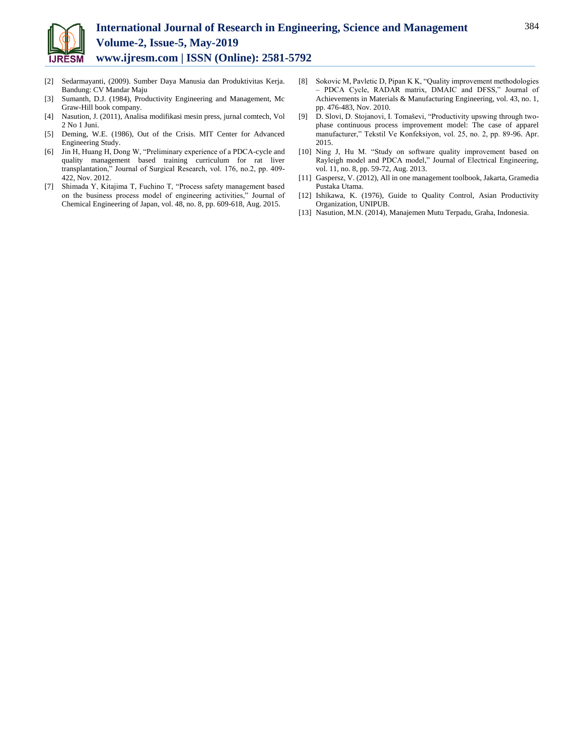[2] Sedarmayanti, (2009). Sumber Daya Manusia dan Produktivitas Kerja. Bandung: CV Mandar Maju

[3] Sumanth, D.J. (1984), Productivity Engineering and Management, Mc Graw-Hill book company.

[4] Nasution, J. (2011), Analisa modifikasi mesin press, jurnal comtech, Vol 2 No 1 Juni.

[5] Deming, W.E. (1986), Out of the Crisis. MIT Center for Advanced Engineering Study.

[6] Jin H, Huang H, Dong W, "Preliminary experience of a PDCA-cycle and quality management based training curriculum for rat liver transplantation," Journal of Surgical Research, vol. 176, no.2, pp. 409-422, Nov. 2012.

[7] Shimada Y, Kitajima T, Fuchino T, "Process safety management based on the business process model of engineering activities," Journal of Chemical Engineering of Japan, vol. 48, no. 8, pp. 609-618, Aug. 2015.

[8] Sokovic M, Pavletic D, Pipan K K, "Quality improvement methodologies – PDCA Cycle, RADAR matrix, DMAIC and DFSS," Journal of Achievements in Materials & Manufacturing Engineering, vol. 43, no. 1, pp. 476-483, Nov. 2010.

[9] D. Slovi, D. Stojanovi, I. Tomaševi, "Productivity upswing through two-phase continuous process improvement model: The case of apparel manufacturer," Tekstil Ve Konfeksiyon, vol. 25, no. 2, pp. 89-96. Apr. 2015.

[10] Ning J, Hu M. "Study on software quality improvement based on Rayleigh model and PDCA model," Journal of Electrical Engineering, vol. 11, no. 8, pp. 59-72, Aug. 2013.

[11] Gaspersz, V. (2012), All in one management toolbook, Jakarta, Gramedia Pustaka Utama.

[12] Ishikawa, K. (1976), Guide to Quality Control, Asian Productivity Organization, UNIPUB.

[13] Nasution, M.N. (2014), Manajemen Mutu Terpadu, Graha, Indonesia.